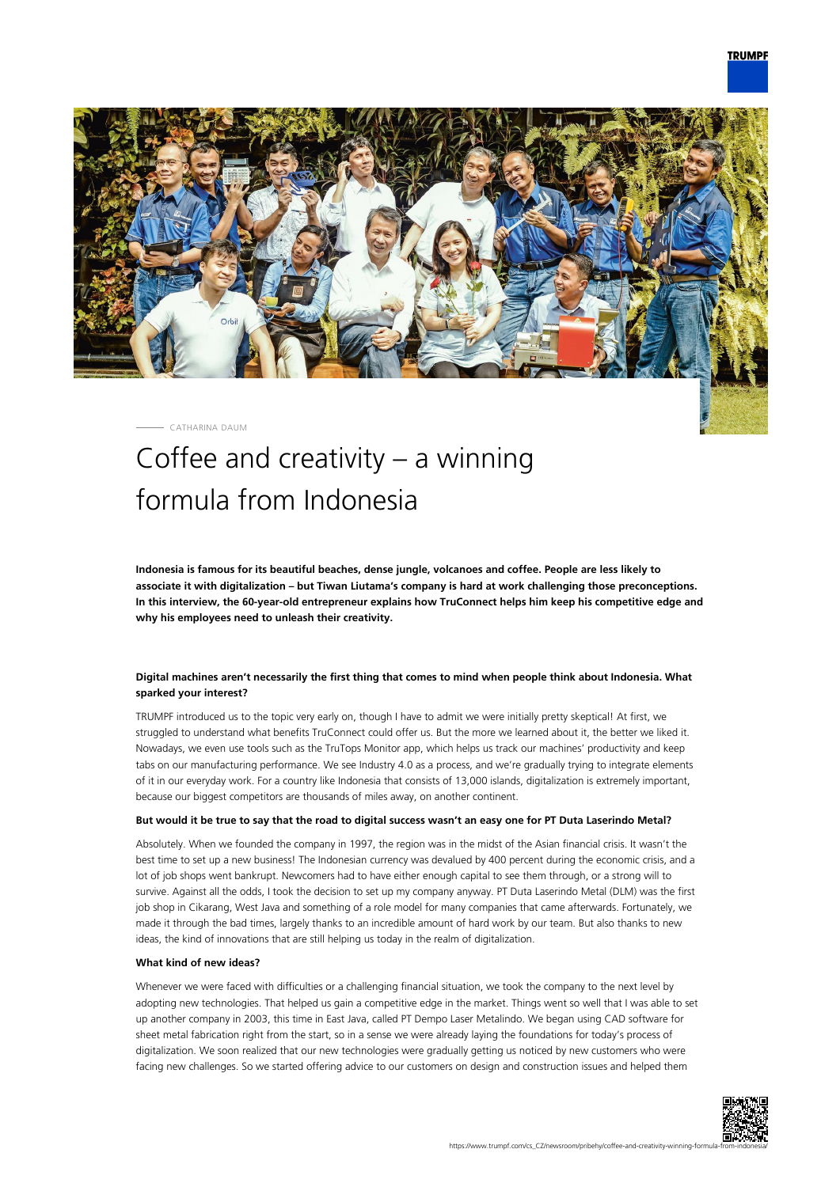CATHARINA DAUM

# Coffee and creativity – a winning formula from Indonesia

**Indonesia is famous for its beautiful beaches, dense jungle, volcanoes and coffee. People are less likely to associate it with digitalization – but Tiwan Liutama's company is hard at work challenging those preconceptions. In this interview, the 60-year-old entrepreneur explains how TruConnect helps him keep his competitive edge and why his employees need to unleash their creativity.**

**Digital machines aren't necessarily the first thing that comes to mind when people think about Indonesia. What sparked your interest?**

TRUMPF introduced us to the topic very early on, though I have to admit we were initially pretty skeptical! At first, we struggled to understand what benefits TruConnect could offer us. But the more we learned about it, the better we liked it. Nowadays, we even use tools such as the TruTops Monitor app, which helps us track our machines' productivity and keep tabs on our manufacturing performance. We see Industry 4.0 as a process, and we're gradually trying to integrate elements of it in our everyday work. For a country like Indonesia that consists of 13,000 islands, digitalization is extremely important, because our biggest competitors are thousands of miles away, on another continent.

**But would it be true to say that the road to digital success wasn't an easy one for PT Duta Laserindo Metal?**

Absolutely. When we founded the company in 1997, the region was in the midst of the Asian financial crisis. It wasn't the best time to set up a new business! The Indonesian currency was devalued by 400 percent during the economic crisis, and a lot of job shops went bankrupt. Newcomers had to have either enough capital to see them through, or a strong will to survive. Against all the odds, I took the decision to set up my company anyway. PT Duta Laserindo Metal (DLM) was the first job shop in Cikarang, West Java and something of a role model for many companies that came afterwards. Fortunately, we made it through the bad times, largely thanks to an incredible amount of hard work by our team. But also thanks to new ideas, the kind of innovations that are still helping us today in the realm of digitalization.

**What kind of new ideas?**

Whenever we were faced with difficulties or a challenging financial situation, we took the company to the next level by adopting new technologies. That helped us gain a competitive edge in the market. Things went so well that I was able to set up another company in 2003, this time in East Java, called PT Dempo Laser Metalindo. We began using CAD software for sheet metal fabrication right from the start, so in a sense we were already laying the foundations for today's process of digitalization. We soon realized that our new technologies were gradually getting us noticed by new customers who were facing new challenges. So we started offering advice to our customers on design and construction issues and helped them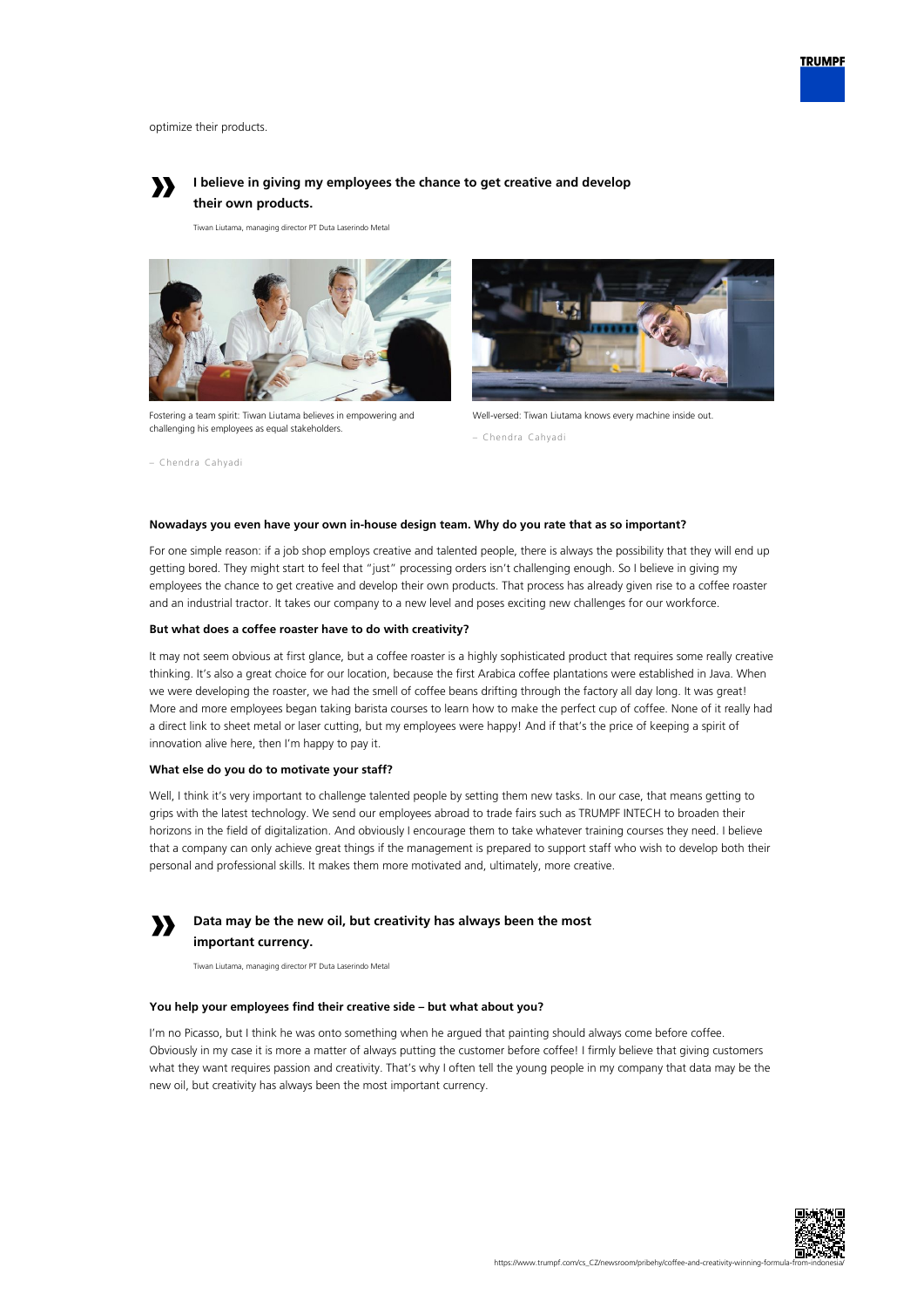optimize their products.

> **I believe in giving my employees the chance to get creative and develop their own products.**
>
> Tiwan Liutama, managing director PT Duta Laserindo Metal

Fostering a team spirit: Tiwan Liutama believes in empowering and challenging his employees as equal stakeholders.

– Chendra Cahyadi

Well-versed: Tiwan Liutama knows every machine inside out.

– Chendra Cahyadi

**Nowadays you even have your own in-house design team. Why do you rate that as so important?**

For one simple reason: if a job shop employs creative and talented people, there is always the possibility that they will end up getting bored. They might start to feel that "just" processing orders isn't challenging enough. So I believe in giving my employees the chance to get creative and develop their own products. That process has already given rise to a coffee roaster and an industrial tractor. It takes our company to a new level and poses exciting new challenges for our workforce.

**But what does a coffee roaster have to do with creativity?**

It may not seem obvious at first glance, but a coffee roaster is a highly sophisticated product that requires some really creative thinking. It's also a great choice for our location, because the first Arabica coffee plantations were established in Java. When we were developing the roaster, we had the smell of coffee beans drifting through the factory all day long. It was great! More and more employees began taking barista courses to learn how to make the perfect cup of coffee. None of it really had a direct link to sheet metal or laser cutting, but my employees were happy! And if that's the price of keeping a spirit of innovation alive here, then I'm happy to pay it.

**What else do you do to motivate your staff?**

Well, I think it's very important to challenge talented people by setting them new tasks. In our case, that means getting to grips with the latest technology. We send our employees abroad to trade fairs such as TRUMPF INTECH to broaden their horizons in the field of digitalization. And obviously I encourage them to take whatever training courses they need. I believe that a company can only achieve great things if the management is prepared to support staff who wish to develop both their personal and professional skills. It makes them more motivated and, ultimately, more creative.

> **Data may be the new oil, but creativity has always been the most important currency.**
>
> Tiwan Liutama, managing director PT Duta Laserindo Metal

**You help your employees find their creative side – but what about you?**

I'm no Picasso, but I think he was onto something when he argued that painting should always come before coffee. Obviously in my case it is more a matter of always putting the customer before coffee! I firmly believe that giving customers what they want requires passion and creativity. That's why I often tell the young people in my company that data may be the new oil, but creativity has always been the most important currency.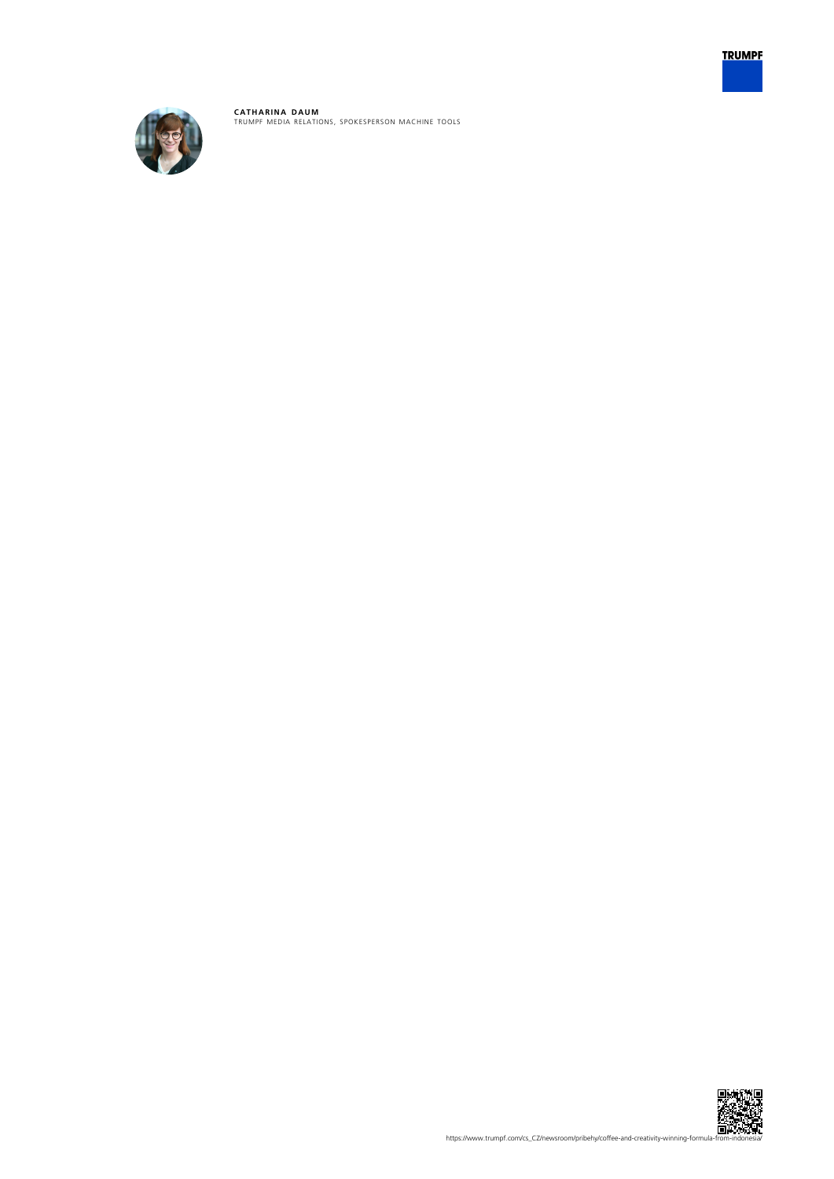**CATHARINA DAUM**
TRUMPF MEDIA RELATIONS, SPOKESPERSON MACHINE TOOLS

https://www.trumpf.com/cs_CZ/newsroom/pribehy/coffee-and-creativity-winning-formula-from-indonesia/